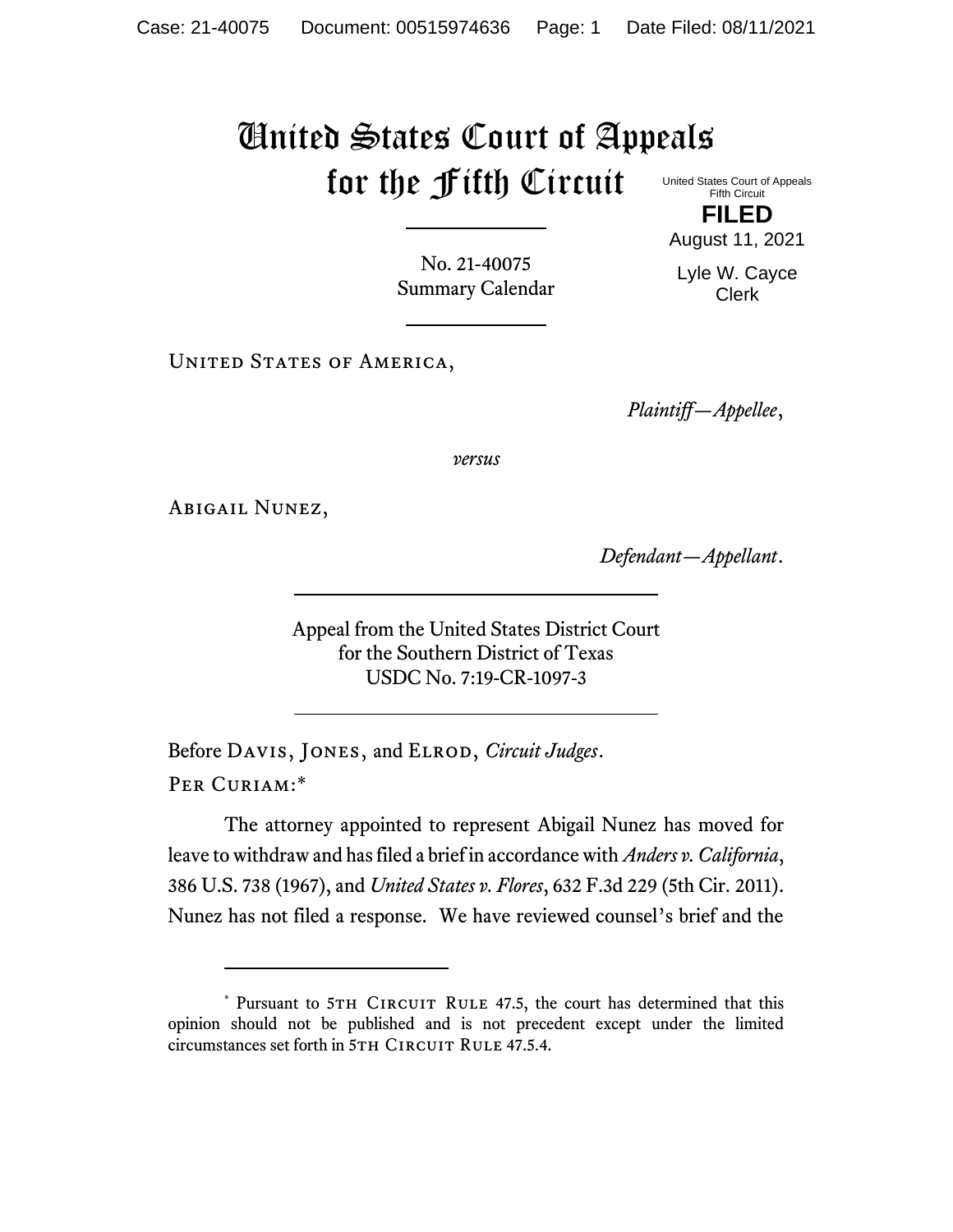# United States Court of Appeals for the Fifth Circuit

United States Court of Appeals
Fifth Circuit

**FILED**

August 11, 2021

Lyle W. Cayce
Clerk

No. 21-40075
Summary Calendar

United States of America,

*Plaintiff—Appellee*,

*versus*

Abigail Nunez,

*Defendant—Appellant*.

Appeal from the United States District Court
for the Southern District of Texas
USDC No. 7:19-CR-1097-3

Before Davis, Jones, and Elrod, *Circuit Judges*.

Per Curiam:*

The attorney appointed to represent Abigail Nunez has moved for leave to withdraw and has filed a brief in accordance with *Anders v. California*, 386 U.S. 738 (1967), and *United States v. Flores*, 632 F.3d 229 (5th Cir. 2011). Nunez has not filed a response. We have reviewed counsel's brief and the

---

* Pursuant to 5th Circuit Rule 47.5, the court has determined that this opinion should not be published and is not precedent except under the limited circumstances set forth in 5th Circuit Rule 47.5.4.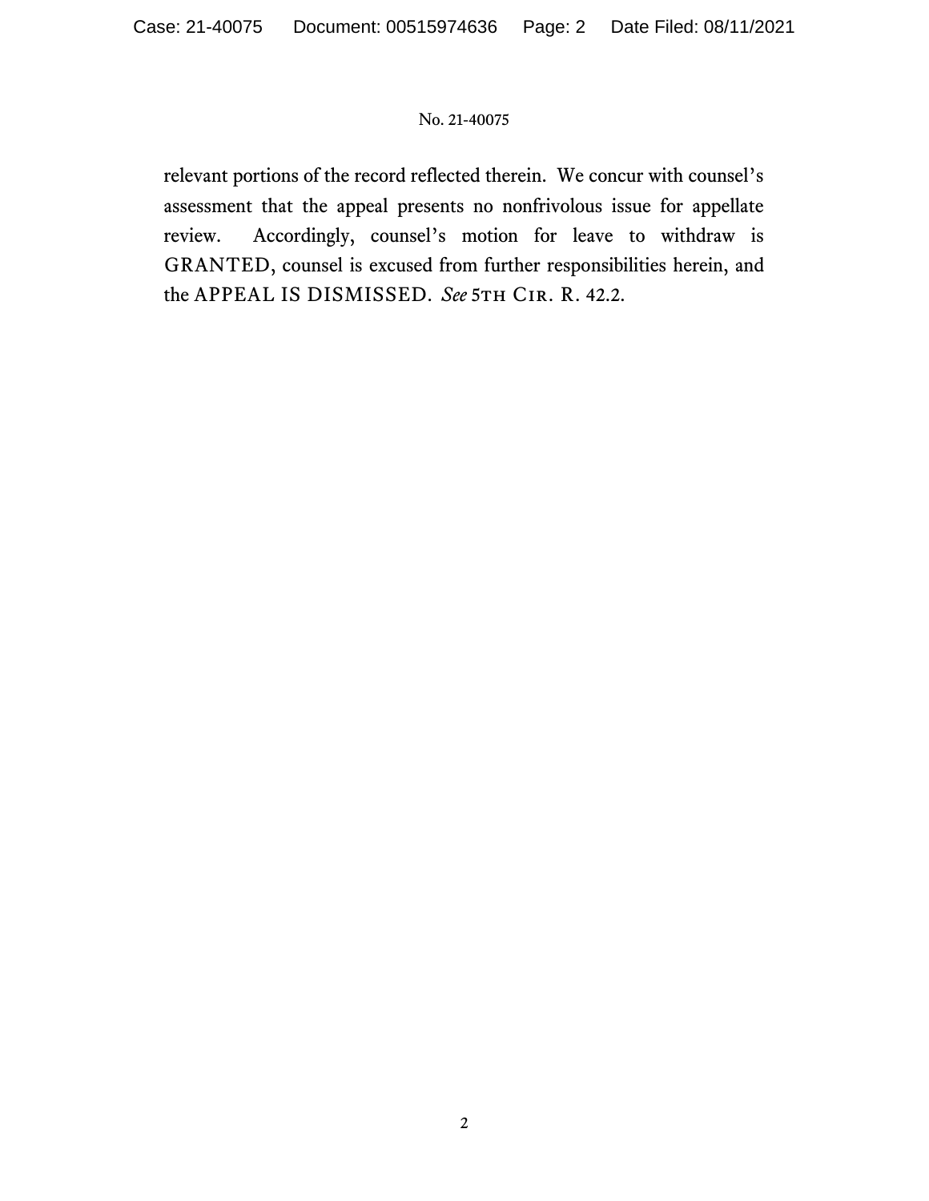relevant portions of the record reflected therein. We concur with counsel's assessment that the appeal presents no nonfrivolous issue for appellate review. Accordingly, counsel's motion for leave to withdraw is GRANTED, counsel is excused from further responsibilities herein, and the APPEAL IS DISMISSED. *See* 5TH CIR. R. 42.2.